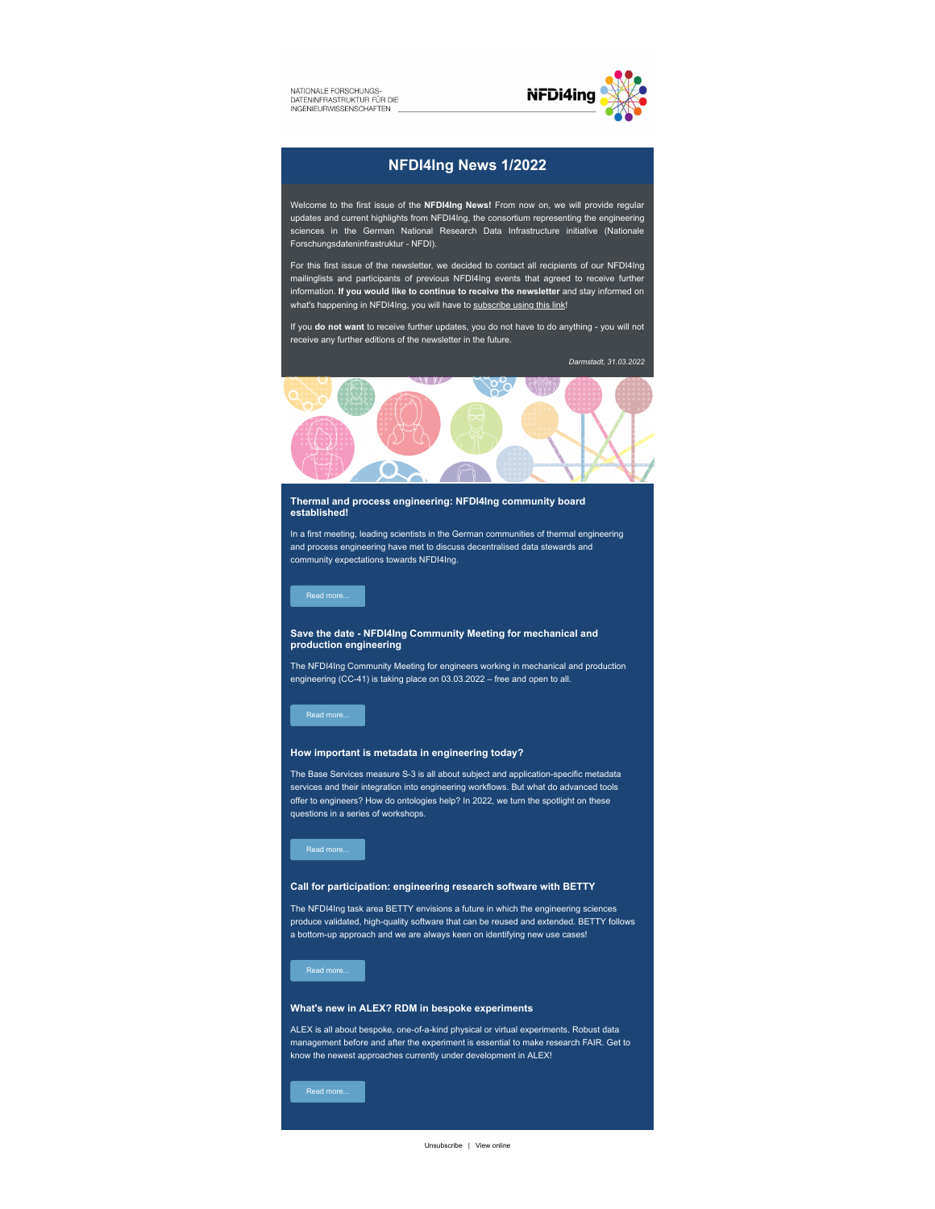NATIONALE FORSCHUNGS-
DATENINFRASTRUKTUR FÜR DIE
INGENIEURWISSENSCHAFTEN

NFDI4ing

# NFDI4Ing News 1/2022

Welcome to the first issue of the **NFDI4Ing News!** From now on, we will provide regular updates and current highlights from NFDI4Ing, the consortium representing the engineering sciences in the German National Research Data Infrastructure initiative (Nationale Forschungsdateninfrastruktur - NFDI).

For this first issue of the newsletter, we decided to contact all recipients of our NFDI4Ing mailinglists and participants of previous NFDI4Ing events that agreed to receive further information. **If you would like to continue to receive the newsletter** and stay informed on what's happening in NFDI4Ing, you will have to subscribe using this link!

If you **do not want** to receive further updates, you do not have to do anything - you will not receive any further editions of the newsletter in the future.

*Darmstadt, 31.03.2022*

### Thermal and process engineering: NFDI4Ing community board established!

In a first meeting, leading scientists in the German communities of thermal engineering and process engineering have met to discuss decentralised data stewards and community expectations towards NFDI4Ing.

Read more...

### Save the date - NFDI4Ing Community Meeting for mechanical and production engineering

The NFDI4Ing Community Meeting for engineers working in mechanical and production engineering (CC-41) is taking place on 03.03.2022 – free and open to all.

Read more...

### How important is metadata in engineering today?

The Base Services measure S-3 is all about subject and application-specific metadata services and their integration into engineering workflows. But what do advanced tools offer to engineers? How do ontologies help? In 2022, we turn the spotlight on these questions in a series of workshops.

Read more...

### Call for participation: engineering research software with BETTY

The NFDI4Ing task area BETTY envisions a future in which the engineering sciences produce validated, high-quality software that can be reused and extended. BETTY follows a bottom-up approach and we are always keen on identifying new use cases!

Read more...

### What's new in ALEX? RDM in bespoke experiments

ALEX is all about bespoke, one-of-a-kind physical or virtual experiments. Robust data management before and after the experiment is essential to make research FAIR. Get to know the newest approaches currently under development in ALEX!

Read more...

Unsubscribe | View online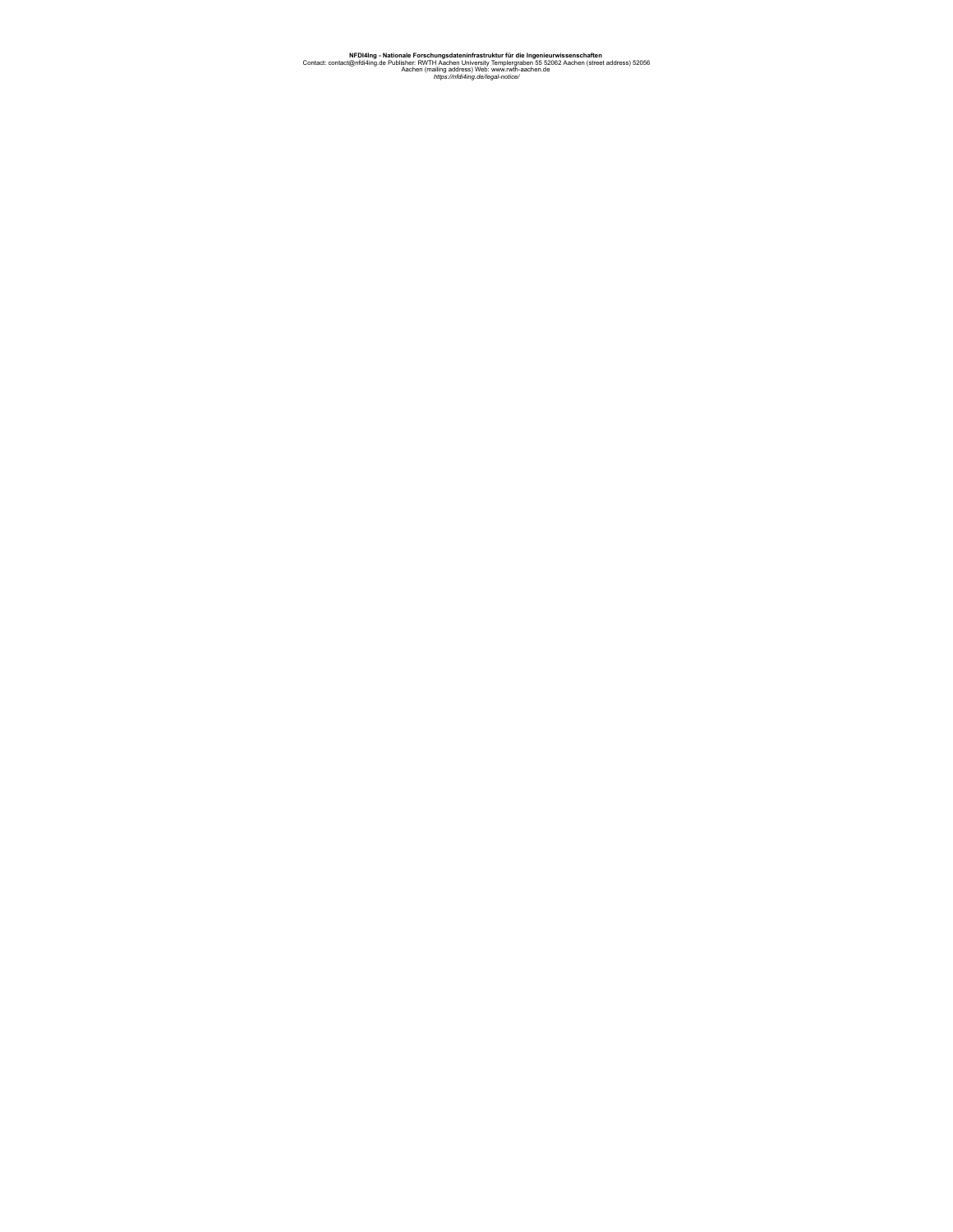**NFDI4Ing - Nationale Forschungsdateninfrastruktur für die Ingenieurwissenschaften**
Contact: contact@nfdi4ing.de Publisher: RWTH Aachen University Templergraben 55 52062 Aachen (street address) 52056 Aachen (mailing address) Web: www.rwth-aachen.de
*https://nfdi4ing.de/legal-notice/*